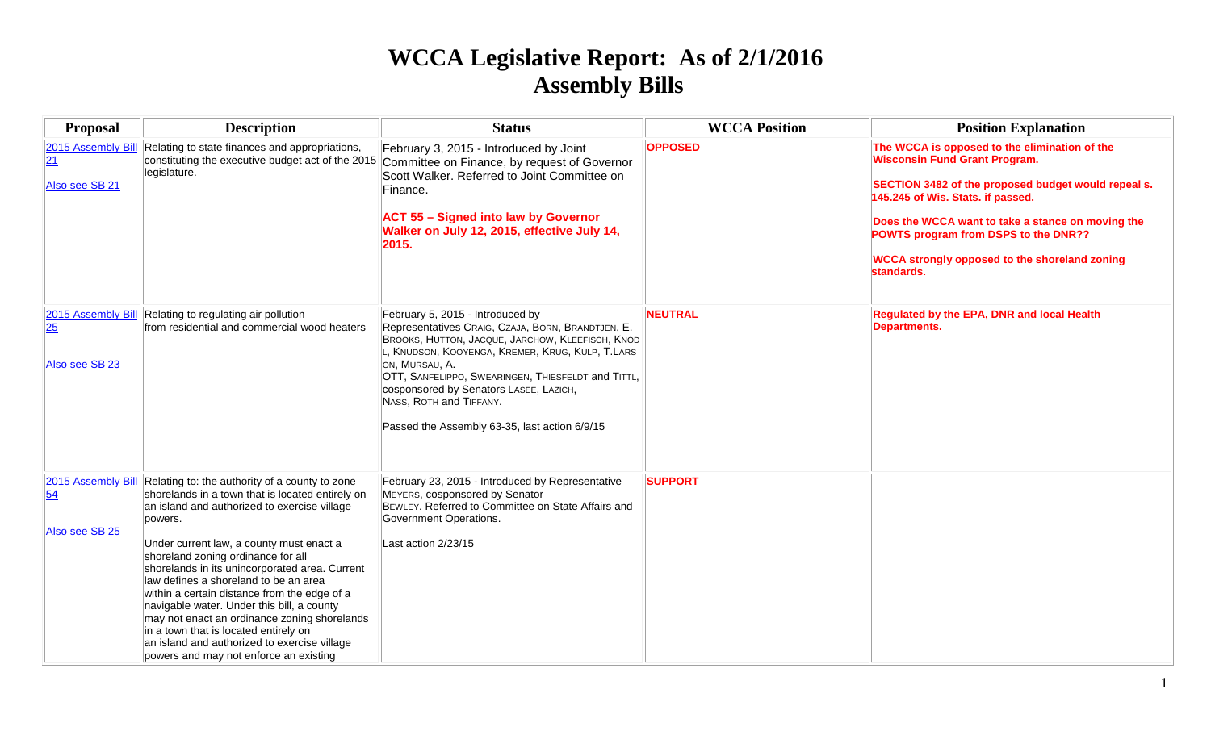# WCCA Legislative Report: As of 2/1/2016
# Assembly Bills

| Proposal | Description | Status | WCCA Position | Position Explanation |
|---|---|---|---|---|
| 2015 Assembly Bill 21<br><br>Also see SB 21 | Relating to state finances and appropriations, constituting the executive budget act of the 2015 legislature. | February 3, 2015 - Introduced by Joint Committee on Finance, by request of Governor Scott Walker. Referred to Joint Committee on Finance.<br><br>**ACT 55 – Signed into law by Governor Walker on July 12, 2015, effective July 14, 2015.** | **OPPOSED** | **The WCCA is opposed to the elimination of the Wisconsin Fund Grant Program.**<br><br>**SECTION 3482 of the proposed budget would repeal s. 145.245 of Wis. Stats. if passed.**<br><br>**Does the WCCA want to take a stance on moving the POWTS program from DSPS to the DNR??**<br><br>**WCCA strongly opposed to the shoreland zoning standards.** |
| 2015 Assembly Bill 25<br><br>Also see SB 23 | Relating to regulating air pollution from residential and commercial wood heaters | February 5, 2015 - Introduced by Representatives Craig, Czaja, Born, Brandtjen, E. Brooks, Hutton, Jacque, Jarchow, Kleefisch, Knodl, Knudson, Kooyenga, Kremer, Krug, Kulp, T.Larson, Mursau, A. Ott, Sanfelippo, Swearingen, Thiesfeldt and Tittl, cosponsored by Senators Lasee, Lazich, Nass, Roth and Tiffany.<br><br>Passed the Assembly 63-35, last action 6/9/15 | **NEUTRAL** | **Regulated by the EPA, DNR and local Health Departments.** |
| 2015 Assembly Bill 54<br><br>Also see SB 25 | Relating to: the authority of a county to zone shorelands in a town that is located entirely on an island and authorized to exercise village powers.<br><br>Under current law, a county must enact a shoreland zoning ordinance for all shorelands in its unincorporated area. Current law defines a shoreland to be an area within a certain distance from the edge of a navigable water. Under this bill, a county may not enact an ordinance zoning shorelands in a town that is located entirely on an island and authorized to exercise village powers and may not enforce an existing | February 23, 2015 - Introduced by Representative Meyers, cosponsored by Senator Bewley. Referred to Committee on State Affairs and Government Operations.<br><br>Last action 2/23/15 | **SUPPORT** | |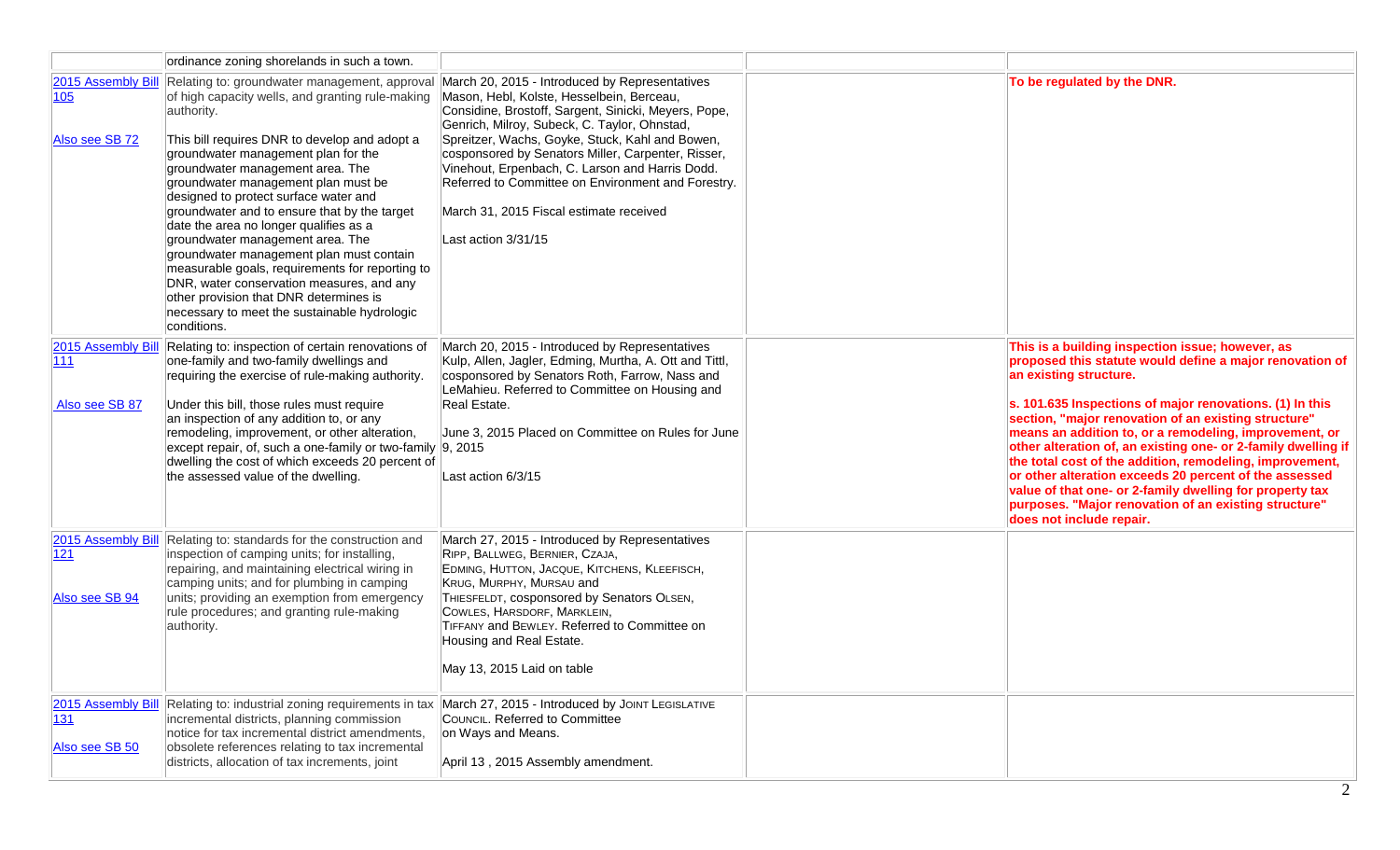| | | | | |
|---|---|---|---|---|
| | ordinance zoning shorelands in such a town. | | | |
| 2015 Assembly Bill 105<br><br>Also see SB 72 | Relating to: groundwater management, approval of high capacity wells, and granting rule-making authority.<br><br>This bill requires DNR to develop and adopt a groundwater management plan for the groundwater management area. The groundwater management plan must be designed to protect surface water and groundwater and to ensure that by the target date the area no longer qualifies as a groundwater management area. The groundwater management plan must contain measurable goals, requirements for reporting to DNR, water conservation measures, and any other provision that DNR determines is necessary to meet the sustainable hydrologic conditions. | March 20, 2015 - Introduced by Representatives Mason, Hebl, Kolste, Hesselbein, Berceau, Considine, Brostoff, Sargent, Sinicki, Meyers, Pope, Genrich, Milroy, Subeck, C. Taylor, Ohnstad, Spreitzer, Wachs, Goyke, Stuck, Kahl and Bowen, cosponsored by Senators Miller, Carpenter, Risser, Vinehout, Erpenbach, C. Larson and Harris Dodd. Referred to Committee on Environment and Forestry.<br><br>March 31, 2015 Fiscal estimate received<br><br>Last action 3/31/15 | | **To be regulated by the DNR.** |
| 2015 Assembly Bill 111<br><br>Also see SB 87 | Relating to: inspection of certain renovations of one-family and two-family dwellings and requiring the exercise of rule-making authority.<br><br>Under this bill, those rules must require an inspection of any addition to, or any remodeling, improvement, or other alteration, except repair, of, such a one-family or two-family dwelling the cost of which exceeds 20 percent of the assessed value of the dwelling. | March 20, 2015 - Introduced by Representatives Kulp, Allen, Jagler, Edming, Murtha, A. Ott and Tittl, cosponsored by Senators Roth, Farrow, Nass and LeMahieu. Referred to Committee on Housing and Real Estate.<br><br>June 3, 2015 Placed on Committee on Rules for June 9, 2015<br><br>Last action 6/3/15 | | **This is a building inspection issue; however, as proposed this statute would define a major renovation of an existing structure.**<br><br>**s. 101.635 Inspections of major renovations. (1) In this section, "major renovation of an existing structure" means an addition to, or a remodeling, improvement, or other alteration of, an existing one- or 2-family dwelling if the total cost of the addition, remodeling, improvement, or other alteration exceeds 20 percent of the assessed value of that one- or 2-family dwelling for property tax purposes. "Major renovation of an existing structure" does not include repair.** |
| 2015 Assembly Bill 121<br><br>Also see SB 94 | Relating to: standards for the construction and inspection of camping units; for installing, repairing, and maintaining electrical wiring in camping units; and for plumbing in camping units; providing an exemption from emergency rule procedures; and granting rule-making authority. | March 27, 2015 - Introduced by Representatives Ripp, Ballweg, Bernier, Czaja, Edming, Hutton, Jacque, Kitchens, Kleefisch, Krug, Murphy, Mursau and Thiesfeldt, cosponsored by Senators Olsen, Cowles, Harsdorf, Marklein, Tiffany and Bewley. Referred to Committee on Housing and Real Estate.<br><br>May 13, 2015 Laid on table | | |
| 2015 Assembly Bill 131<br><br>Also see SB 50 | Relating to: industrial zoning requirements in tax incremental districts, planning commission notice for tax incremental district amendments, obsolete references relating to tax incremental districts, allocation of tax increments, joint | March 27, 2015 - Introduced by Joint Legislative Council. Referred to Committee on Ways and Means.<br><br>April 13 , 2015 Assembly amendment. | | |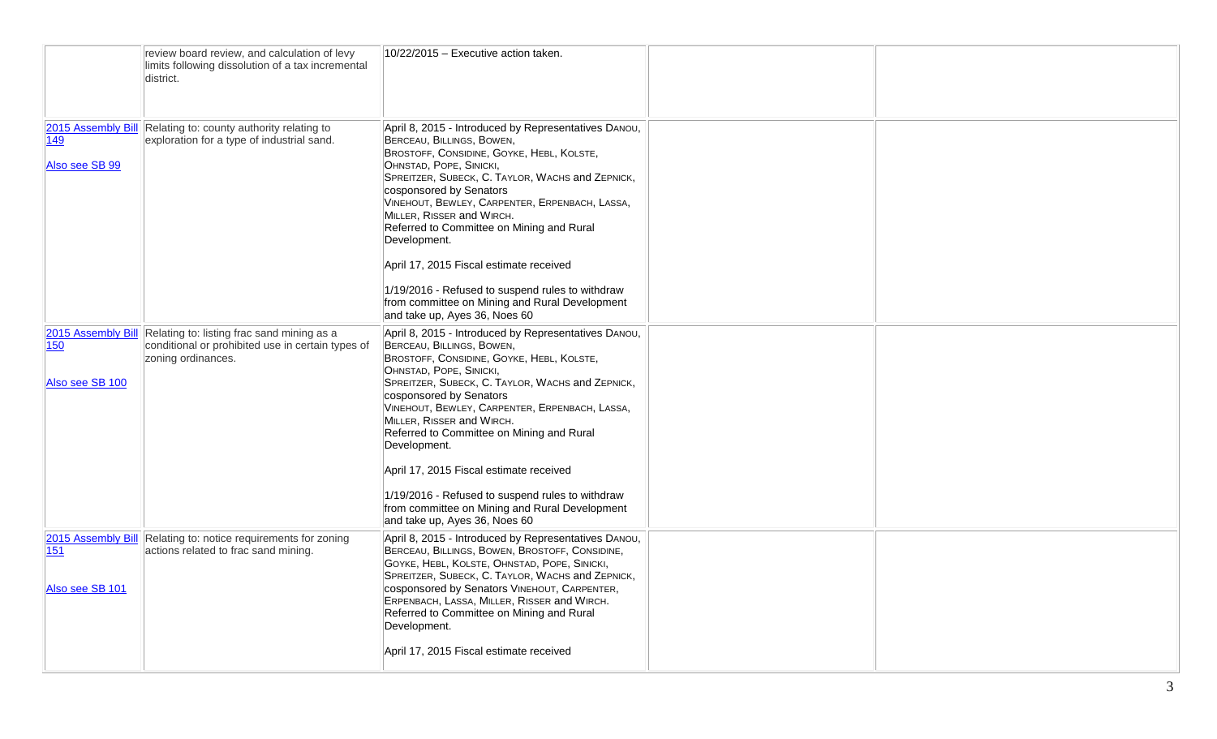| | | | | |
|---|---|---|---|---|
| | review board review, and calculation of levy limits following dissolution of a tax incremental district. | 10/22/2015 – Executive action taken. | | |
| 2015 Assembly Bill 149<br><br>Also see SB 99 | Relating to: county authority relating to exploration for a type of industrial sand. | April 8, 2015 - Introduced by Representatives Danou, Berceau, Billings, Bowen, Brostoff, Considine, Goyke, Hebl, Kolste, Ohnstad, Pope, Sinicki, Spreitzer, Subeck, C. Taylor, Wachs and Zepnick, cosponsored by Senators Vinehout, Bewley, Carpenter, Erpenbach, Lassa, Miller, Risser and Wirch. Referred to Committee on Mining and Rural Development.<br><br>April 17, 2015 Fiscal estimate received<br><br>1/19/2016 - Refused to suspend rules to withdraw from committee on Mining and Rural Development and take up, Ayes 36, Noes 60 | | |
| 2015 Assembly Bill 150<br><br>Also see SB 100 | Relating to: listing frac sand mining as a conditional or prohibited use in certain types of zoning ordinances. | April 8, 2015 - Introduced by Representatives Danou, Berceau, Billings, Bowen, Brostoff, Considine, Goyke, Hebl, Kolste, Ohnstad, Pope, Sinicki, Spreitzer, Subeck, C. Taylor, Wachs and Zepnick, cosponsored by Senators Vinehout, Bewley, Carpenter, Erpenbach, Lassa, Miller, Risser and Wirch. Referred to Committee on Mining and Rural Development.<br><br>April 17, 2015 Fiscal estimate received<br><br>1/19/2016 - Refused to suspend rules to withdraw from committee on Mining and Rural Development and take up, Ayes 36, Noes 60 | | |
| 2015 Assembly Bill 151<br><br>Also see SB 101 | Relating to: notice requirements for zoning actions related to frac sand mining. | April 8, 2015 - Introduced by Representatives Danou, Berceau, Billings, Bowen, Brostoff, Considine, Goyke, Hebl, Kolste, Ohnstad, Pope, Sinicki, Spreitzer, Subeck, C. Taylor, Wachs and Zepnick, cosponsored by Senators Vinehout, Carpenter, Erpenbach, Lassa, Miller, Risser and Wirch. Referred to Committee on Mining and Rural Development.<br><br>April 17, 2015 Fiscal estimate received | | |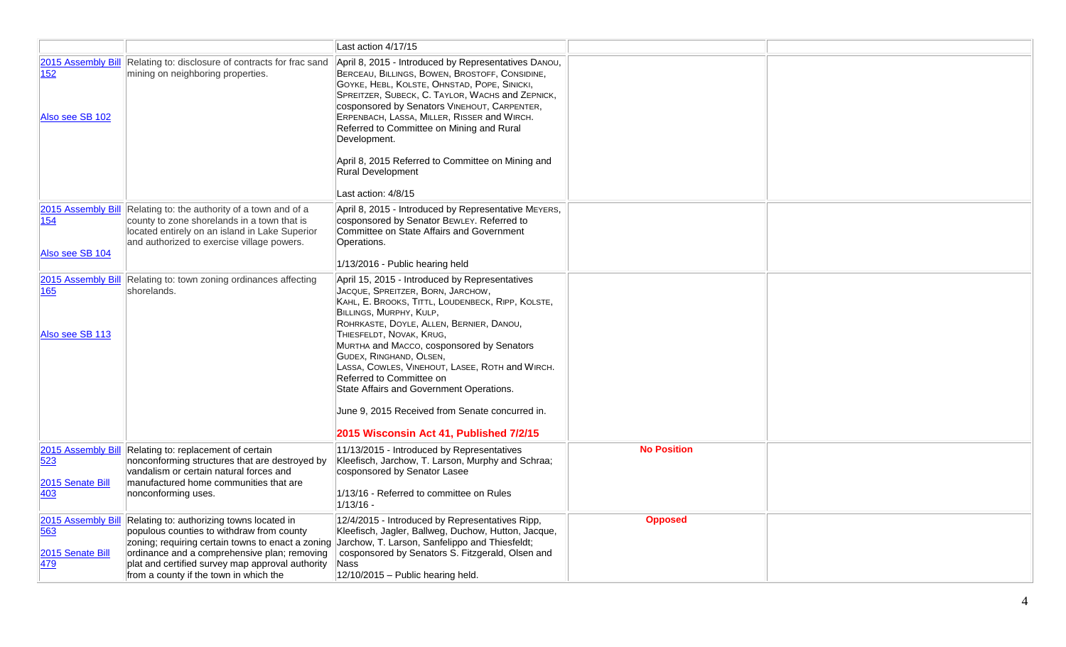| | | | | |
|---|---|---|---|---|
| | | Last action 4/17/15 | | |
| 2015 Assembly Bill 152<br><br>Also see SB 102 | Relating to: disclosure of contracts for frac sand mining on neighboring properties. | April 8, 2015 - Introduced by Representatives DANOU, BERCEAU, BILLINGS, BOWEN, BROSTOFF, CONSIDINE, GOYKE, HEBL, KOLSTE, OHNSTAD, POPE, SINICKI, SPREITZER, SUBECK, C. TAYLOR, WACHS and ZEPNICK, cosponsored by Senators VINEHOUT, CARPENTER, ERPENBACH, LASSA, MILLER, RISSER and WIRCH. Referred to Committee on Mining and Rural Development.<br><br>April 8, 2015 Referred to Committee on Mining and Rural Development<br><br>Last action: 4/8/15 | | |
| 2015 Assembly Bill 154<br><br>Also see SB 104 | Relating to: the authority of a town and of a county to zone shorelands in a town that is located entirely on an island in Lake Superior and authorized to exercise village powers. | April 8, 2015 - Introduced by Representative MEYERS, cosponsored by Senator BEWLEY. Referred to Committee on State Affairs and Government Operations.<br><br>1/13/2016 - Public hearing held | | |
| 2015 Assembly Bill 165<br><br>Also see SB 113 | Relating to: town zoning ordinances affecting shorelands. | April 15, 2015 - Introduced by Representatives JACQUE, SPREITZER, BORN, JARCHOW, KAHL, E. BROOKS, TITTL, LOUDENBECK, RIPP, KOLSTE, BILLINGS, MURPHY, KULP, ROHRKASTE, DOYLE, ALLEN, BERNIER, DANOU, THIESFELDT, NOVAK, KRUG, MURTHA and MACCO, cosponsored by Senators GUDEX, RINGHAND, OLSEN, LASSA, COWLES, VINEHOUT, LASEE, ROTH and WIRCH. Referred to Committee on State Affairs and Government Operations.<br><br>June 9, 2015 Received from Senate concurred in.<br><br>**2015 Wisconsin Act 41, Published 7/2/15** | | |
| 2015 Assembly Bill 523<br><br>2015 Senate Bill 403 | Relating to: replacement of certain nonconforming structures that are destroyed by vandalism or certain natural forces and manufactured home communities that are nonconforming uses. | 11/13/2015 - Introduced by Representatives Kleefisch, Jarchow, T. Larson, Murphy and Schraa; cosponsored by Senator Lasee<br><br>1/13/16 - Referred to committee on Rules<br>1/13/16 - | **No Position** | |
| 2015 Assembly Bill 563<br><br>2015 Senate Bill 479 | Relating to: authorizing towns located in populous counties to withdraw from county zoning; requiring certain towns to enact a zoning ordinance and a comprehensive plan; removing plat and certified survey map approval authority from a county if the town in which the | 12/4/2015 - Introduced by Representatives Ripp, Kleefisch, Jagler, Ballweg, Duchow, Hutton, Jacque, Jarchow, T. Larson, Sanfelippo and Thiesfeldt; cosponsored by Senators S. Fitzgerald, Olsen and Nass<br>12/10/2015 – Public hearing held. | **Opposed** | |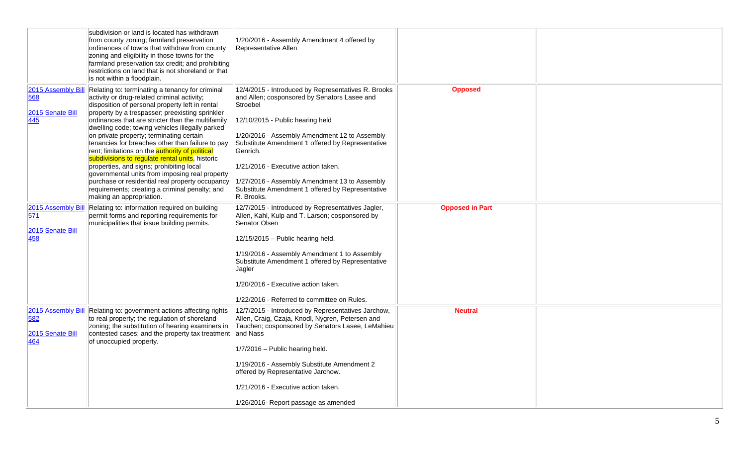| | | | | |
|---|---|---|---|---|
| | subdivision or land is located has withdrawn from county zoning; farmland preservation ordinances of towns that withdraw from county zoning and eligibility in those towns for the farmland preservation tax credit; and prohibiting restrictions on land that is not shoreland or that is not within a floodplain. | 1/20/2016 - Assembly Amendment 4 offered by Representative Allen | | |
| 2015 Assembly Bill 568<br><br>2015 Senate Bill 445 | Relating to: terminating a tenancy for criminal activity or drug-related criminal activity; disposition of personal property left in rental property by a trespasser; preexisting sprinkler ordinances that are stricter than the multifamily dwelling code; towing vehicles illegally parked on private property; terminating certain tenancies for breaches other than failure to pay rent; limitations on the authority of political subdivisions to regulate rental units, historic properties, and signs; prohibiting local governmental units from imposing real property purchase or residential real property occupancy requirements; creating a criminal penalty; and making an appropriation. | 12/4/2015 - Introduced by Representatives R. Brooks and Allen; cosponsored by Senators Lasee and Stroebel<br><br>12/10/2015 - Public hearing held<br><br>1/20/2016 - Assembly Amendment 12 to Assembly Substitute Amendment 1 offered by Representative Genrich.<br><br>1/21/2016 - Executive action taken.<br><br>1/27/2016 - Assembly Amendment 13 to Assembly Substitute Amendment 1 offered by Representative R. Brooks. | **Opposed** | |
| 2015 Assembly Bill 571<br><br>2015 Senate Bill 458 | Relating to: information required on building permit forms and reporting requirements for municipalities that issue building permits. | 12/7/2015 - Introduced by Representatives Jagler, Allen, Kahl, Kulp and T. Larson; cosponsored by Senator Olsen<br><br>12/15/2015 – Public hearing held.<br><br>1/19/2016 - Assembly Amendment 1 to Assembly Substitute Amendment 1 offered by Representative Jagler<br><br>1/20/2016 - Executive action taken.<br><br>1/22/2016 - Referred to committee on Rules. | **Opposed in Part** | |
| 2015 Assembly Bill 582<br><br>2015 Senate Bill 464 | Relating to: government actions affecting rights to real property; the regulation of shoreland zoning; the substitution of hearing examiners in contested cases; and the property tax treatment of unoccupied property. | 12/7/2015 - Introduced by Representatives Jarchow, Allen, Craig, Czaja, Knodl, Nygren, Petersen and Tauchen; cosponsored by Senators Lasee, LeMahieu and Nass<br><br>1/7/2016 – Public hearing held.<br><br>1/19/2016 - Assembly Substitute Amendment 2 offered by Representative Jarchow.<br><br>1/21/2016 - Executive action taken.<br><br>1/26/2016- Report passage as amended | **Neutral** | |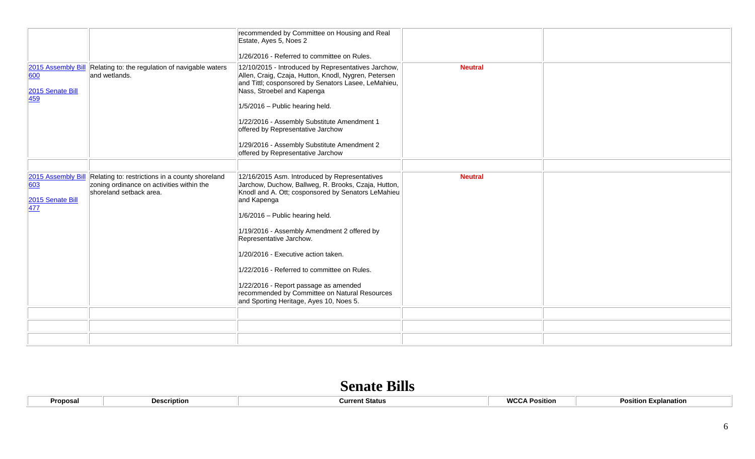| | | | | |
|---|---|---|---|---|
| | | recommended by Committee on Housing and Real Estate, Ayes 5, Noes 2<br><br>1/26/2016 - Referred to committee on Rules. | | |
| 2015 Assembly Bill 600<br><br>2015 Senate Bill 459 | Relating to: the regulation of navigable waters and wetlands. | 12/10/2015 - Introduced by Representatives Jarchow, Allen, Craig, Czaja, Hutton, Knodl, Nygren, Petersen and Tittl; cosponsored by Senators Lasee, LeMahieu, Nass, Stroebel and Kapenga<br><br>1/5/2016 – Public hearing held.<br><br>1/22/2016 - Assembly Substitute Amendment 1 offered by Representative Jarchow<br><br>1/29/2016 - Assembly Substitute Amendment 2 offered by Representative Jarchow | **Neutral** | |
| | | | | |
| 2015 Assembly Bill 603<br><br>2015 Senate Bill 477 | Relating to: restrictions in a county shoreland zoning ordinance on activities within the shoreland setback area. | 12/16/2015 Asm. Introduced by Representatives Jarchow, Duchow, Ballweg, R. Brooks, Czaja, Hutton, Knodl and A. Ott; cosponsored by Senators LeMahieu and Kapenga<br><br>1/6/2016 – Public hearing held.<br><br>1/19/2016 - Assembly Amendment 2 offered by Representative Jarchow.<br><br>1/20/2016 - Executive action taken.<br><br>1/22/2016 - Referred to committee on Rules.<br><br>1/22/2016 - Report passage as amended recommended by Committee on Natural Resources and Sporting Heritage, Ayes 10, Noes 5. | **Neutral** | |
| | | | | |
| | | | | |
| | | | | |

# Senate Bills

| Proposal | Description | Current Status | WCCA Position | Position Explanation |
|---|---|---|---|---|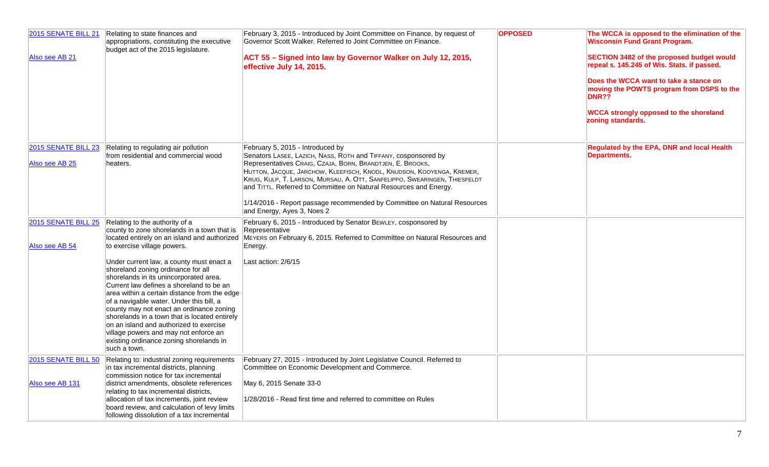| | | | | |
|---|---|---|---|---|
| 2015 SENATE BILL 21<br><br>Also see AB 21 | Relating to state finances and appropriations, constituting the executive budget act of the 2015 legislature. | February 3, 2015 - Introduced by Joint Committee on Finance, by request of Governor Scott Walker. Referred to Joint Committee on Finance.<br><br>**ACT 55 – Signed into law by Governor Walker on July 12, 2015, effective July 14, 2015.** | **OPPOSED** | **The WCCA is opposed to the elimination of the Wisconsin Fund Grant Program.**<br><br>**SECTION 3482 of the proposed budget would repeal s. 145.245 of Wis. Stats. if passed.**<br><br>**Does the WCCA want to take a stance on moving the POWTS program from DSPS to the DNR??**<br><br>**WCCA strongly opposed to the shoreland zoning standards.** |
| 2015 SENATE BILL 23<br><br>Also see AB 25 | Relating to regulating air pollution from residential and commercial wood heaters. | February 5, 2015 - Introduced by Senators LASEE, LAZICH, NASS, ROTH and TIFFANY, cosponsored by Representatives CRAIG, CZAJA, BORN, BRANDTJEN, E. BROOKS, HUTTON, JACQUE, JARCHOW, KLEEFISCH, KNODL, KNUDSON, KOOYENGA, KREMER, KRUG, KULP, T. LARSON, MURSAU, A. OTT, SANFELIPPO, SWEARINGEN, THIESFELDT and TITTL. Referred to Committee on Natural Resources and Energy.<br><br>1/14/2016 - Report passage recommended by Committee on Natural Resources and Energy, Ayes 3, Noes 2 | | **Regulated by the EPA, DNR and local Health Departments.** |
| 2015 SENATE BILL 25<br><br>Also see AB 54 | Relating to the authority of a county to zone shorelands in a town that is located entirely on an island and authorized to exercise village powers.<br><br>Under current law, a county must enact a shoreland zoning ordinance for all shorelands in its unincorporated area. Current law defines a shoreland to be an area within a certain distance from the edge of a navigable water. Under this bill, a county may not enact an ordinance zoning shorelands in a town that is located entirely on an island and authorized to exercise village powers and may not enforce an existing ordinance zoning shorelands in such a town. | February 6, 2015 - Introduced by Senator BEWLEY, cosponsored by Representative MEYERS on February 6, 2015. Referred to Committee on Natural Resources and Energy.<br><br>Last action: 2/6/15 | | |
| 2015 SENATE BILL 50<br><br>Also see AB 131 | Relating to: industrial zoning requirements in tax incremental districts, planning commission notice for tax incremental district amendments, obsolete references relating to tax incremental districts, allocation of tax increments, joint review board review, and calculation of levy limits following dissolution of a tax incremental | February 27, 2015 - Introduced by Joint Legislative Council. Referred to Committee on Economic Development and Commerce.<br><br>May 6, 2015 Senate 33-0<br><br>1/28/2016 - Read first time and referred to committee on Rules | | |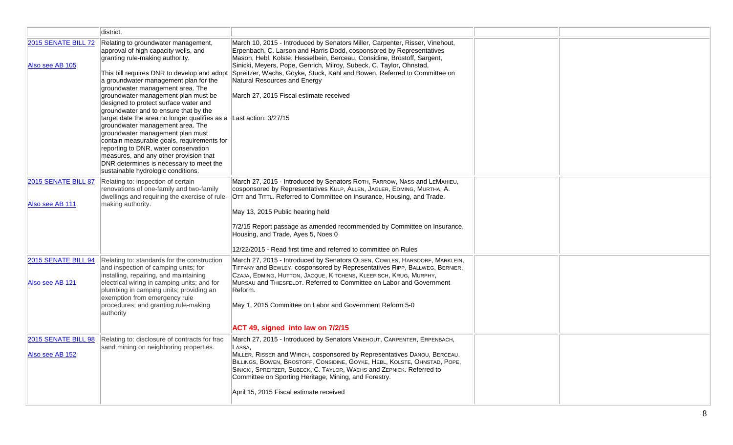| | | | | |
|---|---|---|---|---|
| | district. | | | |
| 2015 SENATE BILL 72<br><br>Also see AB 105 | Relating to groundwater management, approval of high capacity wells, and granting rule-making authority.<br><br>This bill requires DNR to develop and adopt a groundwater management plan for the groundwater management area. The groundwater management plan must be designed to protect surface water and groundwater and to ensure that by the target date the area no longer qualifies as a groundwater management area. The groundwater management plan must contain measurable goals, requirements for reporting to DNR, water conservation measures, and any other provision that DNR determines is necessary to meet the sustainable hydrologic conditions. | March 10, 2015 - Introduced by Senators Miller, Carpenter, Risser, Vinehout, Erpenbach, C. Larson and Harris Dodd, cosponsored by Representatives Mason, Hebl, Kolste, Hesselbein, Berceau, Considine, Brostoff, Sargent, Sinicki, Meyers, Pope, Genrich, Milroy, Subeck, C. Taylor, Ohnstad, Spreitzer, Wachs, Goyke, Stuck, Kahl and Bowen. Referred to Committee on Natural Resources and Energy<br><br>March 27, 2015 Fiscal estimate received<br><br>Last action: 3/27/15 | | |
| 2015 SENATE BILL 87<br><br>Also see AB 111 | Relating to: inspection of certain renovations of one-family and two-family dwellings and requiring the exercise of rule-making authority. | March 27, 2015 - Introduced by Senators ROTH, FARROW, NASS and LEMAHIEU, cosponsored by Representatives KULP, ALLEN, JAGLER, EDMING, MURTHA, A. OTT and TITTL. Referred to Committee on Insurance, Housing, and Trade.<br><br>May 13, 2015 Public hearing held<br><br>7/2/15 Report passage as amended recommended by Committee on Insurance, Housing, and Trade, Ayes 5, Noes 0<br><br>12/22/2015 - Read first time and referred to committee on Rules | | |
| 2015 SENATE BILL 94<br><br>Also see AB 121 | Relating to: standards for the construction and inspection of camping units; for installing, repairing, and maintaining electrical wiring in camping units; and for plumbing in camping units; providing an exemption from emergency rule procedures; and granting rule-making authority | March 27, 2015 - Introduced by Senators OLSEN, COWLES, HARSDORF, MARKLEIN, TIFFANY and BEWLEY, cosponsored by Representatives RIPP, BALLWEG, BERNIER, CZAJA, EDMING, HUTTON, JACQUE, KITCHENS, KLEEFISCH, KRUG, MURPHY, MURSAU and THIESFELDT. Referred to Committee on Labor and Government Reform.<br><br>May 1, 2015 Committee on Labor and Government Reform 5-0<br><br>**ACT 49, signed into law on 7/2/15** | | |
| 2015 SENATE BILL 98<br><br>Also see AB 152 | Relating to: disclosure of contracts for frac sand mining on neighboring properties. | March 27, 2015 - Introduced by Senators VINEHOUT, CARPENTER, ERPENBACH, LASSA, MILLER, RISSER and WIRCH, cosponsored by Representatives DANOU, BERCEAU, BILLINGS, BOWEN, BROSTOFF, CONSIDINE, GOYKE, HEBL, KOLSTE, OHNSTAD, POPE, SINICKI, SPREITZER, SUBECK, C. TAYLOR, WACHS and ZEPNICK. Referred to Committee on Sporting Heritage, Mining, and Forestry.<br><br>April 15, 2015 Fiscal estimate received | | |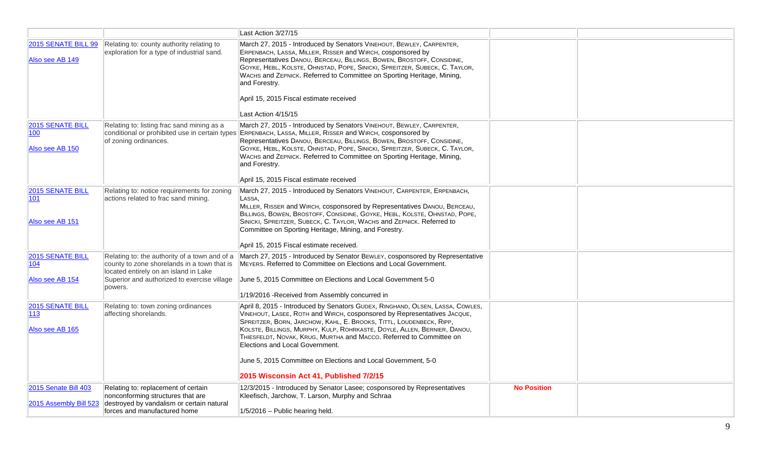| | | | | |
|---|---|---|---|---|
| | | Last Action 3/27/15 | | |
| 2015 SENATE BILL 99<br><br>Also see AB 149 | Relating to: county authority relating to exploration for a type of industrial sand. | March 27, 2015 - Introduced by Senators VINEHOUT, BEWLEY, CARPENTER, ERPENBACH, LASSA, MILLER, RISSER and WIRCH, cosponsored by Representatives DANOU, BERCEAU, BILLINGS, BOWEN, BROSTOFF, CONSIDINE, GOYKE, HEBL, KOLSTE, OHNSTAD, POPE, SINICKI, SPREITZER, SUBECK, C. TAYLOR, WACHS and ZEPNICK. Referred to Committee on Sporting Heritage, Mining, and Forestry.<br><br>April 15, 2015 Fiscal estimate received<br><br>Last Action 4/15/15 | | |
| 2015 SENATE BILL 100<br><br>Also see AB 150 | Relating to: listing frac sand mining as a conditional or prohibited use in certain types of zoning ordinances. | March 27, 2015 - Introduced by Senators VINEHOUT, BEWLEY, CARPENTER, ERPENBACH, LASSA, MILLER, RISSER and WIRCH, cosponsored by Representatives DANOU, BERCEAU, BILLINGS, BOWEN, BROSTOFF, CONSIDINE, GOYKE, HEBL, KOLSTE, OHNSTAD, POPE, SINICKI, SPREITZER, SUBECK, C. TAYLOR, WACHS and ZEPNICK. Referred to Committee on Sporting Heritage, Mining, and Forestry.<br><br>April 15, 2015 Fiscal estimate received | | |
| 2015 SENATE BILL 101<br><br>Also see AB 151 | Relating to: notice requirements for zoning actions related to frac sand mining. | March 27, 2015 - Introduced by Senators VINEHOUT, CARPENTER, ERPENBACH, LASSA, MILLER, RISSER and WIRCH, cosponsored by Representatives DANOU, BERCEAU, BILLINGS, BOWEN, BROSTOFF, CONSIDINE, GOYKE, HEBL, KOLSTE, OHNSTAD, POPE, SINICKI, SPREITZER, SUBECK, C. TAYLOR, WACHS and ZEPNICK. Referred to Committee on Sporting Heritage, Mining, and Forestry.<br><br>April 15, 2015 Fiscal estimate received. | | |
| 2015 SENATE BILL 104<br><br>Also see AB 154 | Relating to: the authority of a town and of a county to zone shorelands in a town that is located entirely on an island in Lake Superior and authorized to exercise village powers. | March 27, 2015 - Introduced by Senator BEWLEY, cosponsored by Representative MEYERS. Referred to Committee on Elections and Local Government.<br><br>June 5, 2015 Committee on Elections and Local Government 5-0<br><br>1/19/2016 -Received from Assembly concurred in | | |
| 2015 SENATE BILL 113<br><br>Also see AB 165 | Relating to: town zoning ordinances affecting shorelands. | April 8, 2015 - Introduced by Senators GUDEX, RINGHAND, OLSEN, LASSA, COWLES, VINEHOUT, LASEE, ROTH and WIRCH, cosponsored by Representatives JACQUE, SPREITZER, BORN, JARCHOW, KAHL, E. BROOKS, TITTL, LOUDENBECK, RIPP, KOLSTE, BILLINGS, MURPHY, KULP, ROHRKASTE, DOYLE, ALLEN, BERNIER, DANOU, THIESFELDT, NOVAK, KRUG, MURTHA and MACCO. Referred to Committee on Elections and Local Government.<br><br>June 5, 2015 Committee on Elections and Local Government, 5-0<br><br>**2015 Wisconsin Act 41, Published 7/2/15** | | |
| 2015 Senate Bill 403<br><br>2015 Assembly Bill 523 | Relating to: replacement of certain nonconforming structures that are destroyed by vandalism or certain natural forces and manufactured home | 12/3/2015 - Introduced by Senator Lasee; cosponsored by Representatives Kleefisch, Jarchow, T. Larson, Murphy and Schraa<br><br>1/5/2016 – Public hearing held. | **No Position** | |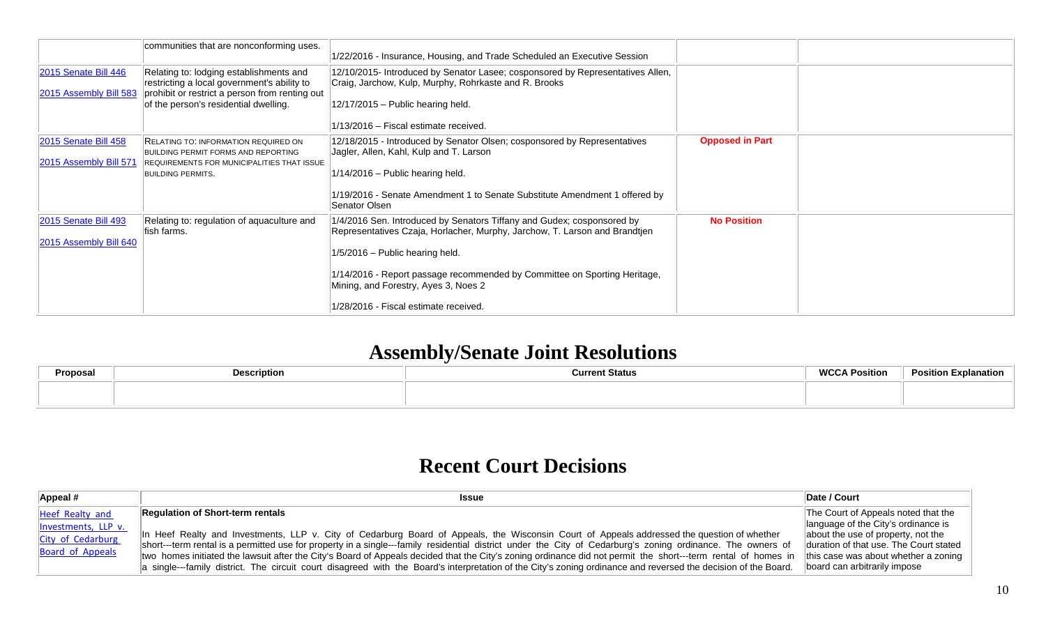| | | | | |
|---|---|---|---|---|
| | communities that are nonconforming uses. | 1/22/2016 - Insurance, Housing, and Trade Scheduled an Executive Session | | |
| 2015 Senate Bill 446<br><br>2015 Assembly Bill 583 | Relating to: lodging establishments and restricting a local government's ability to prohibit or restrict a person from renting out of the person's residential dwelling. | 12/10/2015- Introduced by Senator Lasee; cosponsored by Representatives Allen, Craig, Jarchow, Kulp, Murphy, Rohrkaste and R. Brooks<br><br>12/17/2015 – Public hearing held.<br><br>1/13/2016 – Fiscal estimate received. | | |
| 2015 Senate Bill 458<br><br>2015 Assembly Bill 571 | RELATING TO: INFORMATION REQUIRED ON BUILDING PERMIT FORMS AND REPORTING REQUIREMENTS FOR MUNICIPALITIES THAT ISSUE BUILDING PERMITS. | 12/18/2015 - Introduced by Senator Olsen; cosponsored by Representatives Jagler, Allen, Kahl, Kulp and T. Larson<br><br>1/14/2016 – Public hearing held.<br><br>1/19/2016 - Senate Amendment 1 to Senate Substitute Amendment 1 offered by Senator Olsen | **Opposed in Part** | |
| 2015 Senate Bill 493<br><br>2015 Assembly Bill 640 | Relating to: regulation of aquaculture and fish farms. | 1/4/2016 Sen. Introduced by Senators Tiffany and Gudex; cosponsored by Representatives Czaja, Horlacher, Murphy, Jarchow, T. Larson and Brandtjen<br><br>1/5/2016 – Public hearing held.<br><br>1/14/2016 - Report passage recommended by Committee on Sporting Heritage, Mining, and Forestry, Ayes 3, Noes 2<br><br>1/28/2016 - Fiscal estimate received. | **No Position** | |

# Assembly/Senate Joint Resolutions

| Proposal | Description | Current Status | WCCA Position | Position Explanation |
|---|---|---|---|---|
| | | | | |

# Recent Court Decisions

| Appeal # | Issue | Date / Court |
|---|---|---|
| Heef Realty and Investments, LLP v. City of Cedarburg Board of Appeals | **Regulation of Short-term rentals**<br><br>In Heef Realty and Investments, LLP v. City of Cedarburg Board of Appeals, the Wisconsin Court of Appeals addressed the question of whether short---term rental is a permitted use for property in a single---family residential district under the City of Cedarburg's zoning ordinance. The owners of two homes initiated the lawsuit after the City's Board of Appeals decided that the City's zoning ordinance did not permit the short---term rental of homes in a single---family district. The circuit court disagreed with the Board's interpretation of the City's zoning ordinance and reversed the decision of the Board. | The Court of Appeals noted that the language of the City's ordinance is about the use of property, not the duration of that use. The Court stated this case was about whether a zoning board can arbitrarily impose |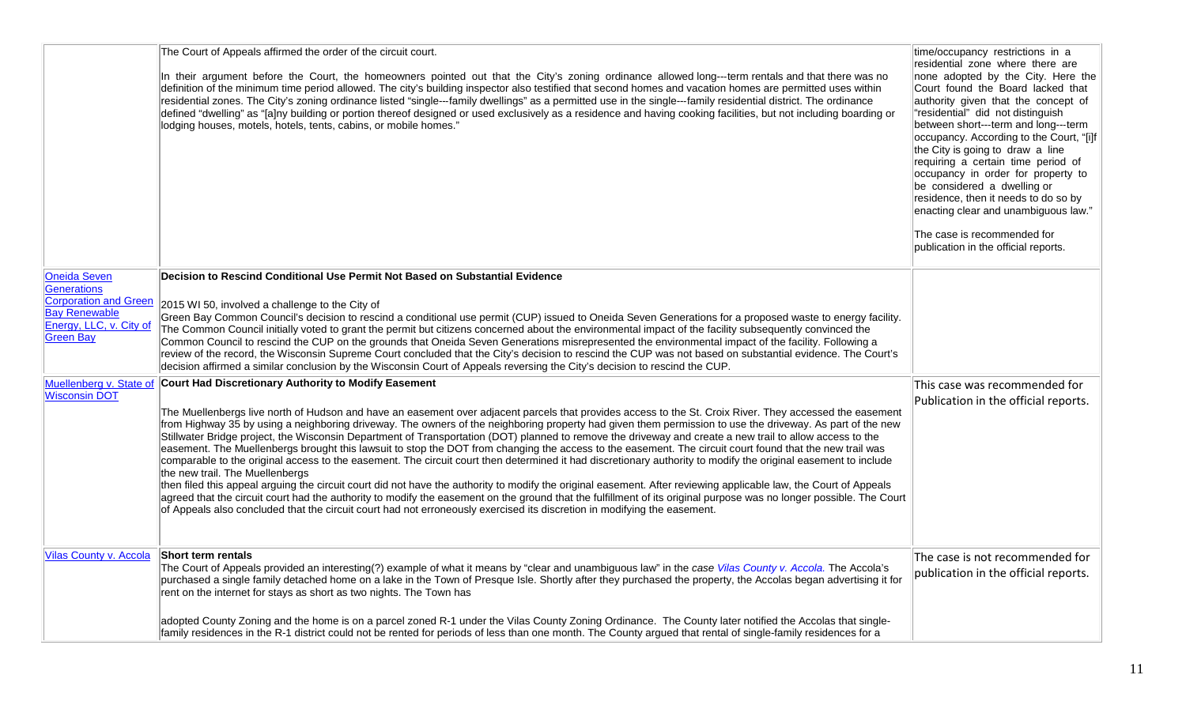| | | |
|---|---|---|
| | The Court of Appeals affirmed the order of the circuit court.<br><br>In their argument before the Court, the homeowners pointed out that the City's zoning ordinance allowed long---term rentals and that there was no definition of the minimum time period allowed. The city's building inspector also testified that second homes and vacation homes are permitted uses within residential zones. The City's zoning ordinance listed "single---family dwellings" as a permitted use in the single---family residential district. The ordinance defined "dwelling" as "[a]ny building or portion thereof designed or used exclusively as a residence and having cooking facilities, but not including boarding or lodging houses, motels, hotels, tents, cabins, or mobile homes." | time/occupancy restrictions in a residential zone where there are none adopted by the City. Here the Court found the Board lacked that authority given that the concept of "residential" did not distinguish between short---term and long---term occupancy. According to the Court, "[i]f the City is going to draw a line requiring a certain time period of occupancy in order for property to be considered a dwelling or residence, then it needs to do so by enacting clear and unambiguous law."<br><br>The case is recommended for publication in the official reports. |
| Oneida Seven Generations Corporation and Green Bay Renewable Energy, LLC, v. City of Green Bay | **Decision to Rescind Conditional Use Permit Not Based on Substantial Evidence**<br><br>2015 WI 50, involved a challenge to the City of Green Bay Common Council's decision to rescind a conditional use permit (CUP) issued to Oneida Seven Generations for a proposed waste to energy facility. The Common Council initially voted to grant the permit but citizens concerned about the environmental impact of the facility subsequently convinced the Common Council to rescind the CUP on the grounds that Oneida Seven Generations misrepresented the environmental impact of the facility. Following a review of the record, the Wisconsin Supreme Court concluded that the City's decision to rescind the CUP was not based on substantial evidence. The Court's decision affirmed a similar conclusion by the Wisconsin Court of Appeals reversing the City's decision to rescind the CUP. | |
| Muellenberg v. State of Wisconsin DOT | **Court Had Discretionary Authority to Modify Easement**<br><br>The Muellenbergs live north of Hudson and have an easement over adjacent parcels that provides access to the St. Croix River. They accessed the easement from Highway 35 by using a neighboring driveway. The owners of the neighboring property had given them permission to use the driveway. As part of the new Stillwater Bridge project, the Wisconsin Department of Transportation (DOT) planned to remove the driveway and create a new trail to allow access to the easement. The Muellenbergs brought this lawsuit to stop the DOT from changing the access to the easement. The circuit court found that the new trail was comparable to the original access to the easement. The circuit court then determined it had discretionary authority to modify the original easement to include the new trail. The Muellenbergs then filed this appeal arguing the circuit court did not have the authority to modify the original easement. After reviewing applicable law, the Court of Appeals agreed that the circuit court had the authority to modify the easement on the ground that the fulfillment of its original purpose was no longer possible. The Court of Appeals also concluded that the circuit court had not erroneously exercised its discretion in modifying the easement. | This case was recommended for Publication in the official reports. |
| Vilas County v. Accola | **Short term rentals**<br>The Court of Appeals provided an interesting(?) example of what it means by "clear and unambiguous law" in the *case Vilas County v. Accola.* The Accola's purchased a single family detached home on a lake in the Town of Presque Isle. Shortly after they purchased the property, the Accolas began advertising it for rent on the internet for stays as short as two nights. The Town has<br><br>adopted County Zoning and the home is on a parcel zoned R-1 under the Vilas County Zoning Ordinance. The County later notified the Accolas that single-family residences in the R-1 district could not be rented for periods of less than one month. The County argued that rental of single-family residences for a | The case is not recommended for publication in the official reports. |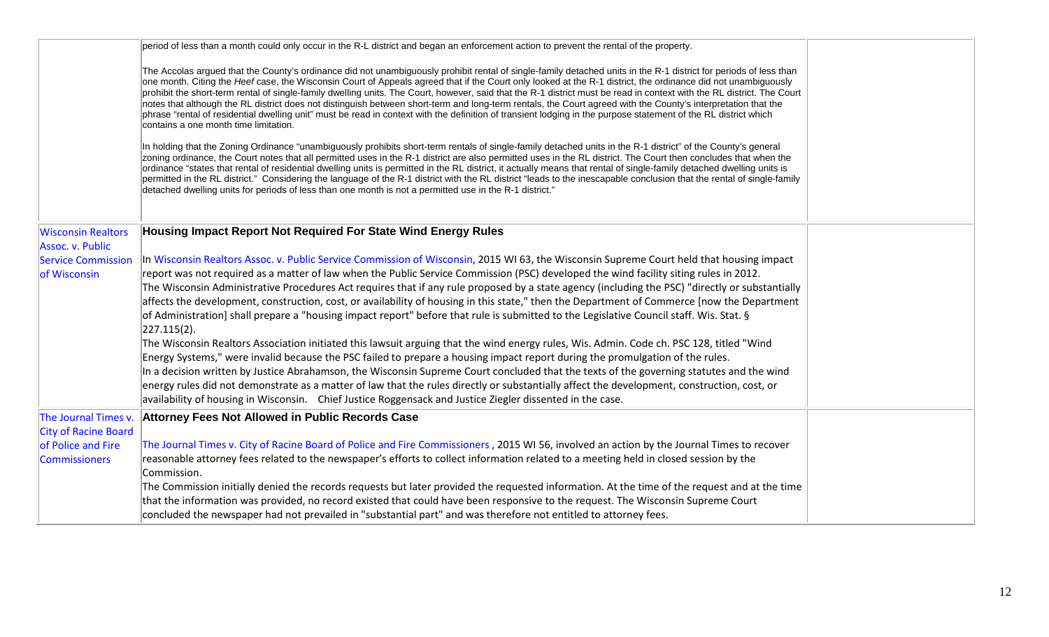| | | |
|---|---|---|
| | period of less than a month could only occur in the R-L district and began an enforcement action to prevent the rental of the property.<br><br>The Accolas argued that the County's ordinance did not unambiguously prohibit rental of single-family detached units in the R-1 district for periods of less than one month. Citing the *Heef* case, the Wisconsin Court of Appeals agreed that if the Court only looked at the R-1 district, the ordinance did not unambiguously prohibit the short-term rental of single-family dwelling units. The Court, however, said that the R-1 district must be read in context with the RL district. The Court notes that although the RL district does not distinguish between short-term and long-term rentals, the Court agreed with the County's interpretation that the phrase "rental of residential dwelling unit" must be read in context with the definition of transient lodging in the purpose statement of the RL district which contains a one month time limitation.<br><br>In holding that the Zoning Ordinance "unambiguously prohibits short-term rentals of single-family detached units in the R-1 district" of the County's general zoning ordinance, the Court notes that all permitted uses in the R-1 district are also permitted uses in the RL district. The Court then concludes that when the ordinance "states that rental of residential dwelling units is permitted in the RL district, it actually means that rental of single-family detached dwelling units is permitted in the RL district." Considering the language of the R-1 district with the RL district "leads to the inescapable conclusion that the rental of single-family detached dwelling units for periods of less than one month is not a permitted use in the R-1 district." | |
| Wisconsin Realtors Assoc. v. Public Service Commission of Wisconsin | **Housing Impact Report Not Required For State Wind Energy Rules**<br><br>In Wisconsin Realtors Assoc. v. Public Service Commission of Wisconsin, 2015 WI 63, the Wisconsin Supreme Court held that housing impact report was not required as a matter of law when the Public Service Commission (PSC) developed the wind facility siting rules in 2012.<br>The Wisconsin Administrative Procedures Act requires that if any rule proposed by a state agency (including the PSC) "directly or substantially affects the development, construction, cost, or availability of housing in this state," then the Department of Commerce [now the Department of Administration] shall prepare a "housing impact report" before that rule is submitted to the Legislative Council staff. Wis. Stat. § 227.115(2).<br>The Wisconsin Realtors Association initiated this lawsuit arguing that the wind energy rules, Wis. Admin. Code ch. PSC 128, titled "Wind Energy Systems," were invalid because the PSC failed to prepare a housing impact report during the promulgation of the rules.<br>In a decision written by Justice Abrahamson, the Wisconsin Supreme Court concluded that the texts of the governing statutes and the wind energy rules did not demonstrate as a matter of law that the rules directly or substantially affect the development, construction, cost, or availability of housing in Wisconsin. Chief Justice Roggensack and Justice Ziegler dissented in the case. | |
| The Journal Times v. City of Racine Board of Police and Fire Commissioners | **Attorney Fees Not Allowed in Public Records Case**<br><br>The Journal Times v. City of Racine Board of Police and Fire Commissioners , 2015 WI 56, involved an action by the Journal Times to recover reasonable attorney fees related to the newspaper's efforts to collect information related to a meeting held in closed session by the Commission.<br>The Commission initially denied the records requests but later provided the requested information. At the time of the request and at the time that the information was provided, no record existed that could have been responsive to the request. The Wisconsin Supreme Court concluded the newspaper had not prevailed in "substantial part" and was therefore not entitled to attorney fees. | |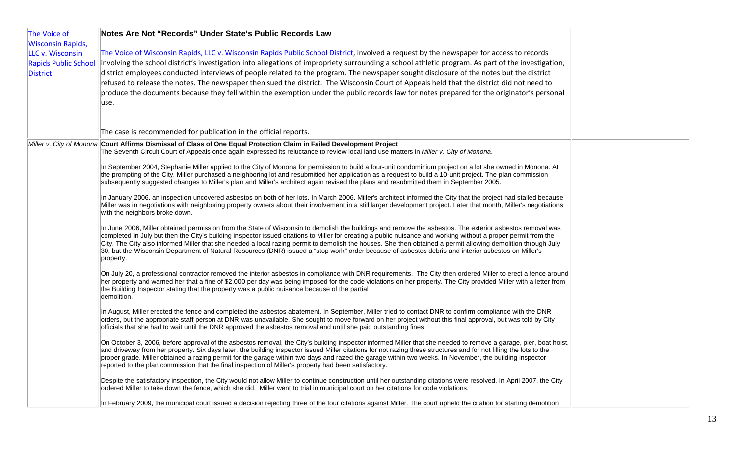| | | |
|---|---|---|
| The Voice of Wisconsin Rapids, LLC v. Wisconsin Rapids Public School District | **Notes Are Not "Records" Under State's Public Records Law**<br><br>The Voice of Wisconsin Rapids, LLC v. Wisconsin Rapids Public School District, involved a request by the newspaper for access to records involving the school district's investigation into allegations of impropriety surrounding a school athletic program. As part of the investigation, district employees conducted interviews of people related to the program. The newspaper sought disclosure of the notes but the district refused to release the notes. The newspaper then sued the district. The Wisconsin Court of Appeals held that the district did not need to produce the documents because they fell within the exemption under the public records law for notes prepared for the originator's personal use.<br><br>The case is recommended for publication in the official reports. | |
| *Miller v. City of Monona* | **Court Affirms Dismissal of Class of One Equal Protection Claim in Failed Development Project**<br>The Seventh Circuit Court of Appeals once again expressed its reluctance to review local land use matters in *Miller v. City of Monona*.<br><br>In September 2004, Stephanie Miller applied to the City of Monona for permission to build a four-unit condominium project on a lot she owned in Monona. At the prompting of the City, Miller purchased a neighboring lot and resubmitted her application as a request to build a 10-unit project. The plan commission subsequently suggested changes to Miller's plan and Miller's architect again revised the plans and resubmitted them in September 2005.<br><br>In January 2006, an inspection uncovered asbestos on both of her lots. In March 2006, Miller's architect informed the City that the project had stalled because Miller was in negotiations with neighboring property owners about their involvement in a still larger development project. Later that month, Miller's negotiations with the neighbors broke down.<br><br>In June 2006, Miller obtained permission from the State of Wisconsin to demolish the buildings and remove the asbestos. The exterior asbestos removal was completed in July but then the City's building inspector issued citations to Miller for creating a public nuisance and working without a proper permit from the City. The City also informed Miller that she needed a local razing permit to demolish the houses. She then obtained a permit allowing demolition through July 30, but the Wisconsin Department of Natural Resources (DNR) issued a "stop work" order because of asbestos debris and interior asbestos on Miller's property.<br><br>On July 20, a professional contractor removed the interior asbestos in compliance with DNR requirements. The City then ordered Miller to erect a fence around her property and warned her that a fine of $2,000 per day was being imposed for the code violations on her property. The City provided Miller with a letter from the Building Inspector stating that the property was a public nuisance because of the partial demolition.<br><br>In August, Miller erected the fence and completed the asbestos abatement. In September, Miller tried to contact DNR to confirm compliance with the DNR orders, but the appropriate staff person at DNR was unavailable. She sought to move forward on her project without this final approval, but was told by City officials that she had to wait until the DNR approved the asbestos removal and until she paid outstanding fines.<br><br>On October 3, 2006, before approval of the asbestos removal, the City's building inspector informed Miller that she needed to remove a garage, pier, boat hoist, and driveway from her property. Six days later, the building inspector issued Miller citations for not razing these structures and for not filling the lots to the proper grade. Miller obtained a razing permit for the garage within two days and razed the garage within two weeks. In November, the building inspector reported to the plan commission that the final inspection of Miller's property had been satisfactory.<br><br>Despite the satisfactory inspection, the City would not allow Miller to continue construction until her outstanding citations were resolved. In April 2007, the City ordered Miller to take down the fence, which she did. Miller went to trial in municipal court on her citations for code violations.<br><br>In February 2009, the municipal court issued a decision rejecting three of the four citations against Miller. The court upheld the citation for starting demolition | |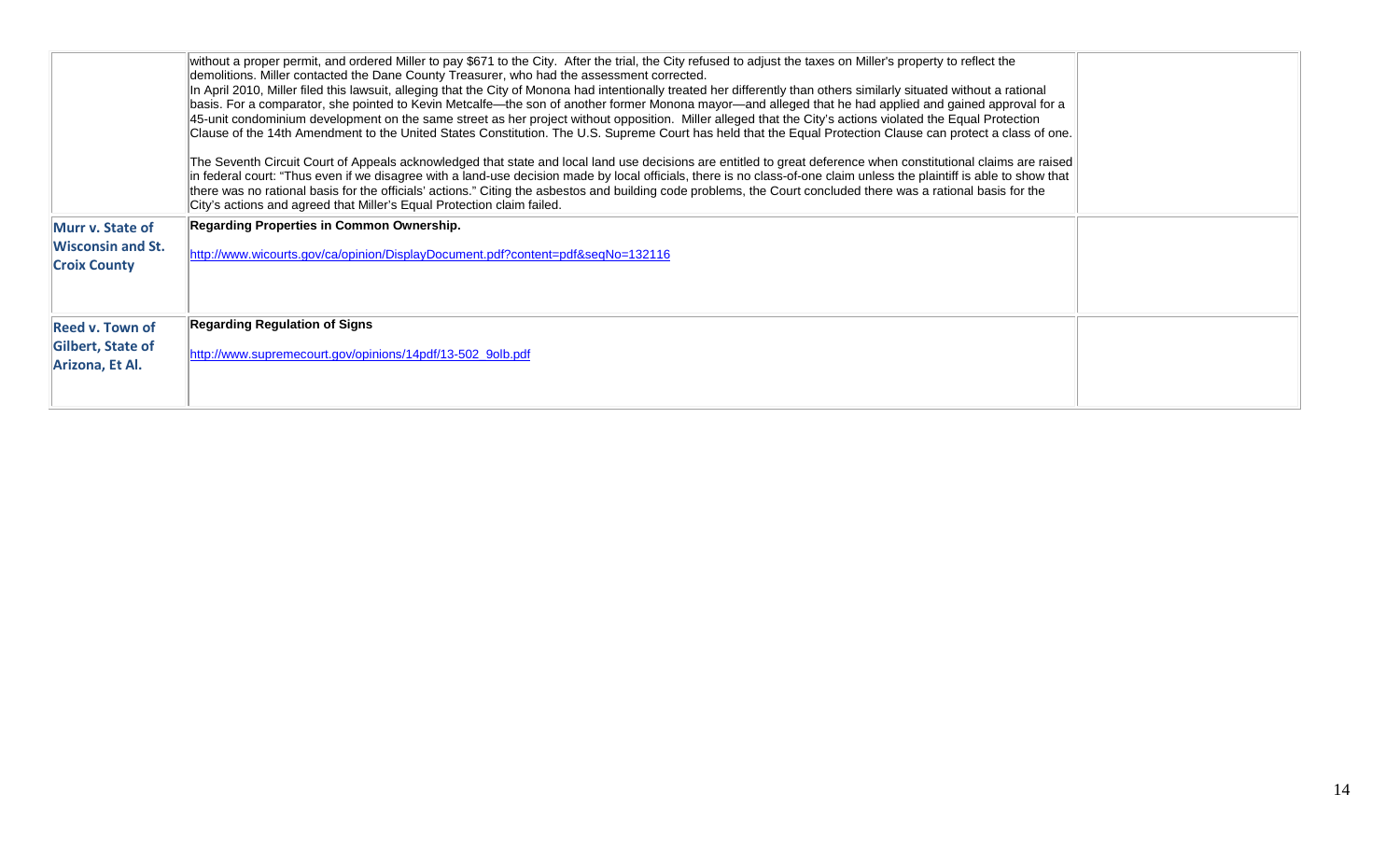| | | |
|---|---|---|
| | without a proper permit, and ordered Miller to pay $671 to the City. After the trial, the City refused to adjust the taxes on Miller's property to reflect the demolitions. Miller contacted the Dane County Treasurer, who had the assessment corrected.<br>In April 2010, Miller filed this lawsuit, alleging that the City of Monona had intentionally treated her differently than others similarly situated without a rational basis. For a comparator, she pointed to Kevin Metcalfe—the son of another former Monona mayor—and alleged that he had applied and gained approval for a 45-unit condominium development on the same street as her project without opposition. Miller alleged that the City's actions violated the Equal Protection Clause of the 14th Amendment to the United States Constitution. The U.S. Supreme Court has held that the Equal Protection Clause can protect a class of one.<br><br>The Seventh Circuit Court of Appeals acknowledged that state and local land use decisions are entitled to great deference when constitutional claims are raised in federal court: "Thus even if we disagree with a land-use decision made by local officials, there is no class-of-one claim unless the plaintiff is able to show that there was no rational basis for the officials' actions." Citing the asbestos and building code problems, the Court concluded there was a rational basis for the City's actions and agreed that Miller's Equal Protection claim failed. | |
| **Murr v. State of Wisconsin and St. Croix County** | **Regarding Properties in Common Ownership.**<br><br>http://www.wicourts.gov/ca/opinion/DisplayDocument.pdf?content=pdf&seqNo=132116 | |
| **Reed v. Town of Gilbert, State of Arizona, Et Al.** | **Regarding Regulation of Signs**<br><br>http://www.supremecourt.gov/opinions/14pdf/13-502_9olb.pdf | |